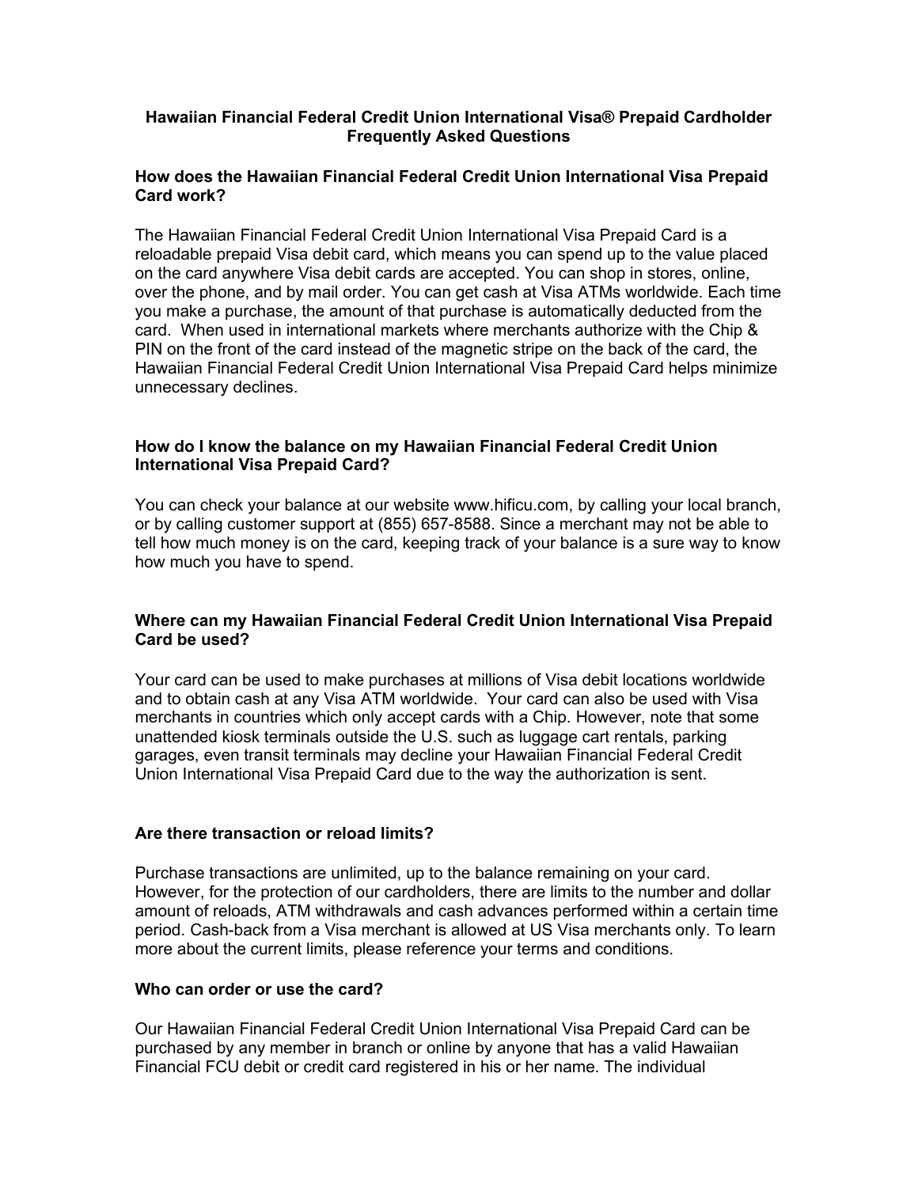# Hawaiian Financial Federal Credit Union International Visa® Prepaid Cardholder Frequently Asked Questions

## How does the Hawaiian Financial Federal Credit Union International Visa Prepaid Card work?

The Hawaiian Financial Federal Credit Union International Visa Prepaid Card is a reloadable prepaid Visa debit card, which means you can spend up to the value placed on the card anywhere Visa debit cards are accepted. You can shop in stores, online, over the phone, and by mail order. You can get cash at Visa ATMs worldwide. Each time you make a purchase, the amount of that purchase is automatically deducted from the card. When used in international markets where merchants authorize with the Chip & PIN on the front of the card instead of the magnetic stripe on the back of the card, the Hawaiian Financial Federal Credit Union International Visa Prepaid Card helps minimize unnecessary declines.

## How do I know the balance on my Hawaiian Financial Federal Credit Union International Visa Prepaid Card?

You can check your balance at our website www.hificu.com, by calling your local branch, or by calling customer support at (855) 657-8588. Since a merchant may not be able to tell how much money is on the card, keeping track of your balance is a sure way to know how much you have to spend.

## Where can my Hawaiian Financial Federal Credit Union International Visa Prepaid Card be used?

Your card can be used to make purchases at millions of Visa debit locations worldwide and to obtain cash at any Visa ATM worldwide. Your card can also be used with Visa merchants in countries which only accept cards with a Chip. However, note that some unattended kiosk terminals outside the U.S. such as luggage cart rentals, parking garages, even transit terminals may decline your Hawaiian Financial Federal Credit Union International Visa Prepaid Card due to the way the authorization is sent.

## Are there transaction or reload limits?

Purchase transactions are unlimited, up to the balance remaining on your card. However, for the protection of our cardholders, there are limits to the number and dollar amount of reloads, ATM withdrawals and cash advances performed within a certain time period. Cash-back from a Visa merchant is allowed at US Visa merchants only. To learn more about the current limits, please reference your terms and conditions.

## Who can order or use the card?

Our Hawaiian Financial Federal Credit Union International Visa Prepaid Card can be purchased by any member in branch or online by anyone that has a valid Hawaiian Financial FCU debit or credit card registered in his or her name. The individual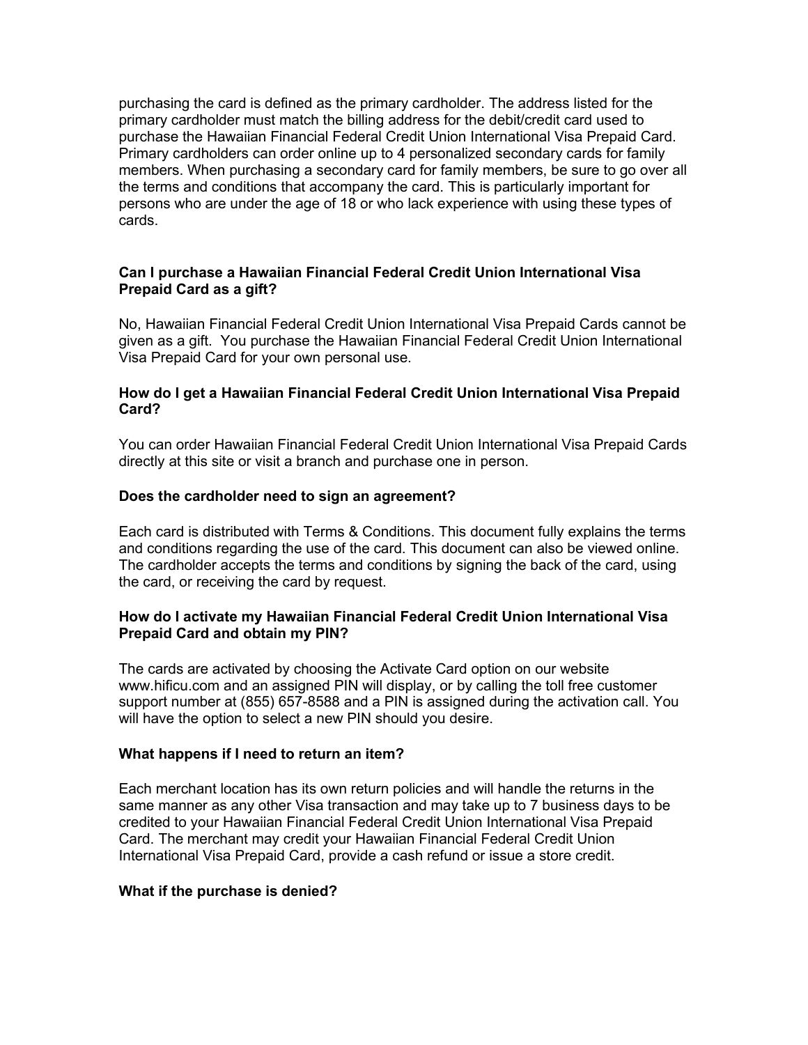purchasing the card is defined as the primary cardholder. The address listed for the primary cardholder must match the billing address for the debit/credit card used to purchase the Hawaiian Financial Federal Credit Union International Visa Prepaid Card. Primary cardholders can order online up to 4 personalized secondary cards for family members. When purchasing a secondary card for family members, be sure to go over all the terms and conditions that accompany the card. This is particularly important for persons who are under the age of 18 or who lack experience with using these types of cards.

**Can I purchase a Hawaiian Financial Federal Credit Union International Visa Prepaid Card as a gift?**

No, Hawaiian Financial Federal Credit Union International Visa Prepaid Cards cannot be given as a gift. You purchase the Hawaiian Financial Federal Credit Union International Visa Prepaid Card for your own personal use.

**How do I get a Hawaiian Financial Federal Credit Union International Visa Prepaid Card?**

You can order Hawaiian Financial Federal Credit Union International Visa Prepaid Cards directly at this site or visit a branch and purchase one in person.

**Does the cardholder need to sign an agreement?**

Each card is distributed with Terms & Conditions. This document fully explains the terms and conditions regarding the use of the card. This document can also be viewed online. The cardholder accepts the terms and conditions by signing the back of the card, using the card, or receiving the card by request.

**How do I activate my Hawaiian Financial Federal Credit Union International Visa Prepaid Card and obtain my PIN?**

The cards are activated by choosing the Activate Card option on our website www.hificu.com and an assigned PIN will display, or by calling the toll free customer support number at (855) 657-8588 and a PIN is assigned during the activation call. You will have the option to select a new PIN should you desire.

**What happens if I need to return an item?**

Each merchant location has its own return policies and will handle the returns in the same manner as any other Visa transaction and may take up to 7 business days to be credited to your Hawaiian Financial Federal Credit Union International Visa Prepaid Card. The merchant may credit your Hawaiian Financial Federal Credit Union International Visa Prepaid Card, provide a cash refund or issue a store credit.

**What if the purchase is denied?**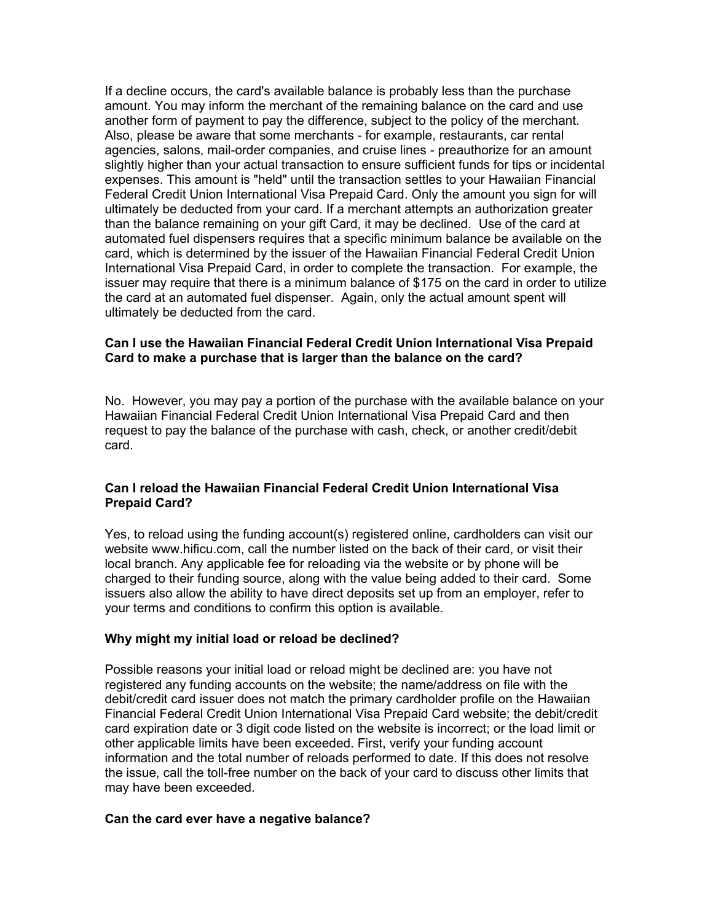If a decline occurs, the card's available balance is probably less than the purchase amount. You may inform the merchant of the remaining balance on the card and use another form of payment to pay the difference, subject to the policy of the merchant. Also, please be aware that some merchants - for example, restaurants, car rental agencies, salons, mail-order companies, and cruise lines - preauthorize for an amount slightly higher than your actual transaction to ensure sufficient funds for tips or incidental expenses. This amount is "held" until the transaction settles to your Hawaiian Financial Federal Credit Union International Visa Prepaid Card. Only the amount you sign for will ultimately be deducted from your card. If a merchant attempts an authorization greater than the balance remaining on your gift Card, it may be declined. Use of the card at automated fuel dispensers requires that a specific minimum balance be available on the card, which is determined by the issuer of the Hawaiian Financial Federal Credit Union International Visa Prepaid Card, in order to complete the transaction. For example, the issuer may require that there is a minimum balance of $175 on the card in order to utilize the card at an automated fuel dispenser. Again, only the actual amount spent will ultimately be deducted from the card.

**Can I use the Hawaiian Financial Federal Credit Union International Visa Prepaid Card to make a purchase that is larger than the balance on the card?**

No. However, you may pay a portion of the purchase with the available balance on your Hawaiian Financial Federal Credit Union International Visa Prepaid Card and then request to pay the balance of the purchase with cash, check, or another credit/debit card.

**Can I reload the Hawaiian Financial Federal Credit Union International Visa Prepaid Card?**

Yes, to reload using the funding account(s) registered online, cardholders can visit our website www.hificu.com, call the number listed on the back of their card, or visit their local branch. Any applicable fee for reloading via the website or by phone will be charged to their funding source, along with the value being added to their card. Some issuers also allow the ability to have direct deposits set up from an employer, refer to your terms and conditions to confirm this option is available.

**Why might my initial load or reload be declined?**

Possible reasons your initial load or reload might be declined are: you have not registered any funding accounts on the website; the name/address on file with the debit/credit card issuer does not match the primary cardholder profile on the Hawaiian Financial Federal Credit Union International Visa Prepaid Card website; the debit/credit card expiration date or 3 digit code listed on the website is incorrect; or the load limit or other applicable limits have been exceeded. First, verify your funding account information and the total number of reloads performed to date. If this does not resolve the issue, call the toll-free number on the back of your card to discuss other limits that may have been exceeded.

**Can the card ever have a negative balance?**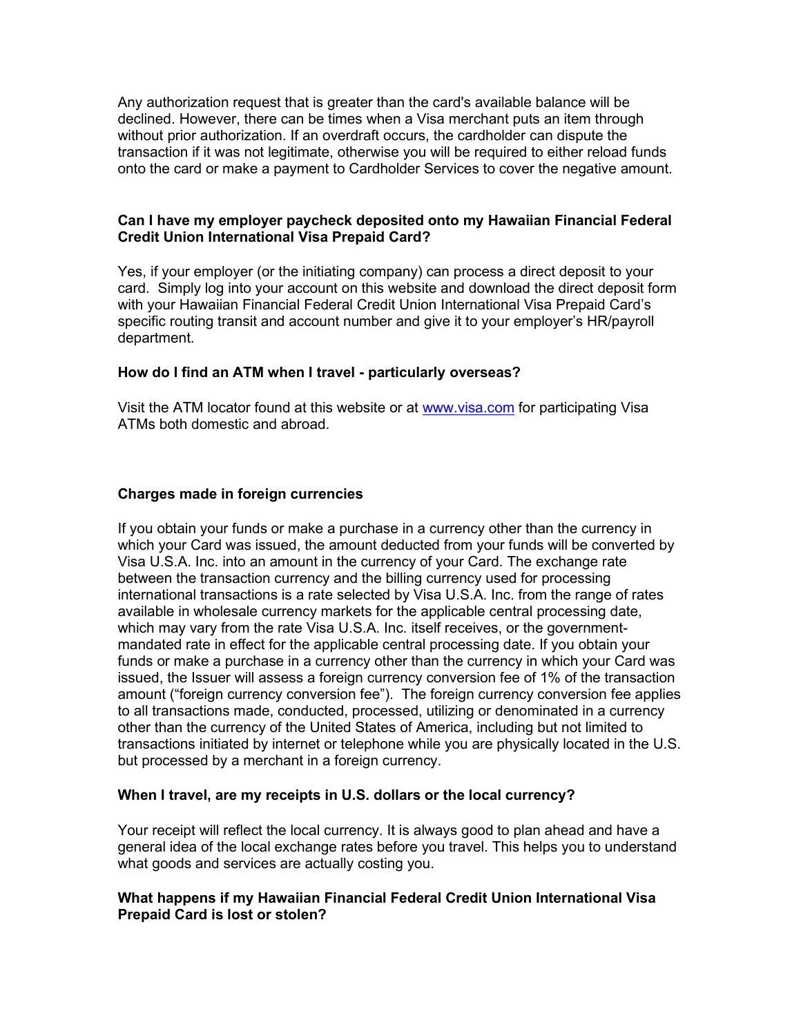Any authorization request that is greater than the card's available balance will be declined. However, there can be times when a Visa merchant puts an item through without prior authorization. If an overdraft occurs, the cardholder can dispute the transaction if it was not legitimate, otherwise you will be required to either reload funds onto the card or make a payment to Cardholder Services to cover the negative amount.

**Can I have my employer paycheck deposited onto my Hawaiian Financial Federal Credit Union International Visa Prepaid Card?**

Yes, if your employer (or the initiating company) can process a direct deposit to your card. Simply log into your account on this website and download the direct deposit form with your Hawaiian Financial Federal Credit Union International Visa Prepaid Card's specific routing transit and account number and give it to your employer's HR/payroll department.

**How do I find an ATM when I travel - particularly overseas?**

Visit the ATM locator found at this website or at [www.visa.com](www.visa.com) for participating Visa ATMs both domestic and abroad.

**Charges made in foreign currencies**

If you obtain your funds or make a purchase in a currency other than the currency in which your Card was issued, the amount deducted from your funds will be converted by Visa U.S.A. Inc. into an amount in the currency of your Card. The exchange rate between the transaction currency and the billing currency used for processing international transactions is a rate selected by Visa U.S.A. Inc. from the range of rates available in wholesale currency markets for the applicable central processing date, which may vary from the rate Visa U.S.A. Inc. itself receives, or the government-mandated rate in effect for the applicable central processing date. If you obtain your funds or make a purchase in a currency other than the currency in which your Card was issued, the Issuer will assess a foreign currency conversion fee of 1% of the transaction amount ("foreign currency conversion fee"). The foreign currency conversion fee applies to all transactions made, conducted, processed, utilizing or denominated in a currency other than the currency of the United States of America, including but not limited to transactions initiated by internet or telephone while you are physically located in the U.S. but processed by a merchant in a foreign currency.

**When I travel, are my receipts in U.S. dollars or the local currency?**

Your receipt will reflect the local currency. It is always good to plan ahead and have a general idea of the local exchange rates before you travel. This helps you to understand what goods and services are actually costing you.

**What happens if my Hawaiian Financial Federal Credit Union International Visa Prepaid Card is lost or stolen?**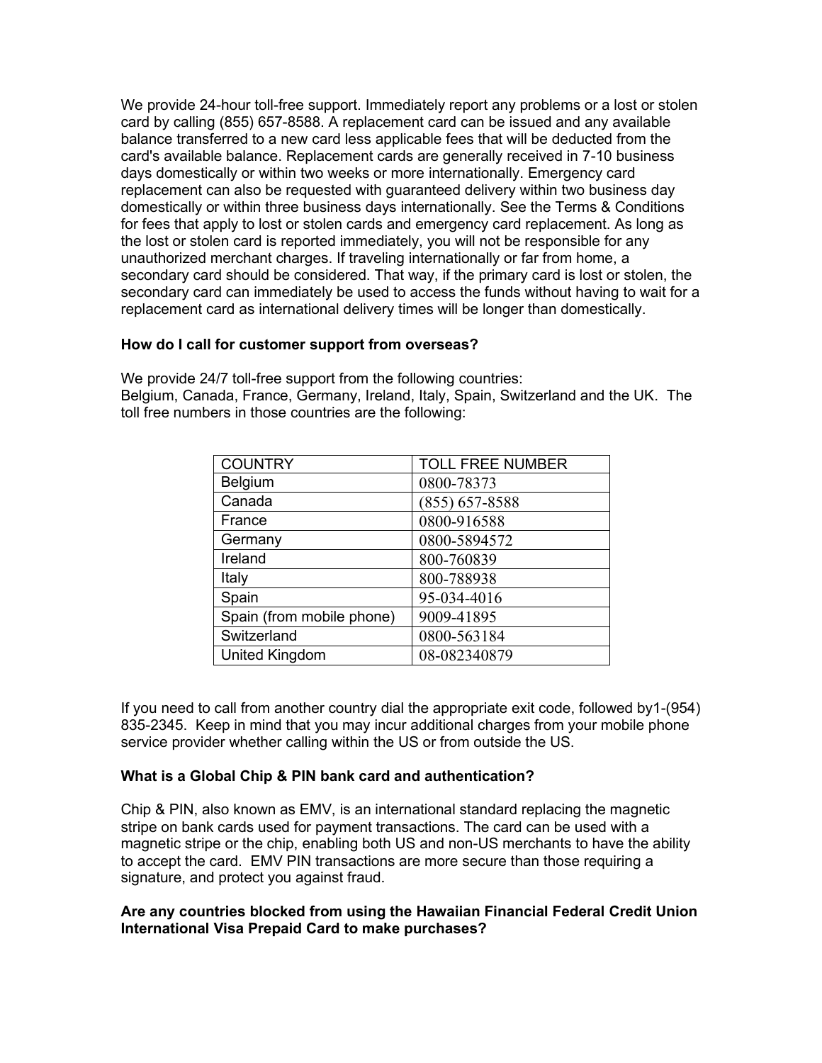We provide 24-hour toll-free support. Immediately report any problems or a lost or stolen card by calling (855) 657-8588. A replacement card can be issued and any available balance transferred to a new card less applicable fees that will be deducted from the card's available balance. Replacement cards are generally received in 7-10 business days domestically or within two weeks or more internationally. Emergency card replacement can also be requested with guaranteed delivery within two business day domestically or within three business days internationally. See the Terms & Conditions for fees that apply to lost or stolen cards and emergency card replacement. As long as the lost or stolen card is reported immediately, you will not be responsible for any unauthorized merchant charges. If traveling internationally or far from home, a secondary card should be considered. That way, if the primary card is lost or stolen, the secondary card can immediately be used to access the funds without having to wait for a replacement card as international delivery times will be longer than domestically.

**How do I call for customer support from overseas?**

We provide 24/7 toll-free support from the following countries:
Belgium, Canada, France, Germany, Ireland, Italy, Spain, Switzerland and the UK. The toll free numbers in those countries are the following:

| COUNTRY | TOLL FREE NUMBER |
| --- | --- |
| Belgium | 0800-78373 |
| Canada | (855) 657-8588 |
| France | 0800-916588 |
| Germany | 0800-5894572 |
| Ireland | 800-760839 |
| Italy | 800-788938 |
| Spain | 95-034-4016 |
| Spain (from mobile phone) | 9009-41895 |
| Switzerland | 0800-563184 |
| United Kingdom | 08-082340879 |

If you need to call from another country dial the appropriate exit code, followed by1-(954) 835-2345. Keep in mind that you may incur additional charges from your mobile phone service provider whether calling within the US or from outside the US.

**What is a Global Chip & PIN bank card and authentication?**

Chip & PIN, also known as EMV, is an international standard replacing the magnetic stripe on bank cards used for payment transactions. The card can be used with a magnetic stripe or the chip, enabling both US and non-US merchants to have the ability to accept the card. EMV PIN transactions are more secure than those requiring a signature, and protect you against fraud.

**Are any countries blocked from using the Hawaiian Financial Federal Credit Union International Visa Prepaid Card to make purchases?**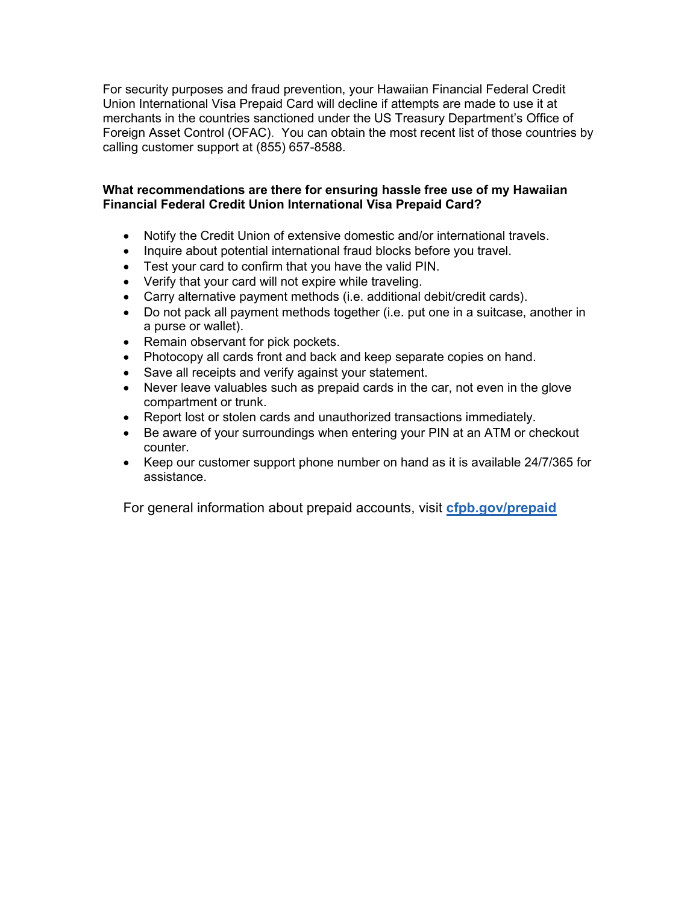For security purposes and fraud prevention, your Hawaiian Financial Federal Credit Union International Visa Prepaid Card will decline if attempts are made to use it at merchants in the countries sanctioned under the US Treasury Department's Office of Foreign Asset Control (OFAC). You can obtain the most recent list of those countries by calling customer support at (855) 657-8588.

**What recommendations are there for ensuring hassle free use of my Hawaiian Financial Federal Credit Union International Visa Prepaid Card?**

- Notify the Credit Union of extensive domestic and/or international travels.
- Inquire about potential international fraud blocks before you travel.
- Test your card to confirm that you have the valid PIN.
- Verify that your card will not expire while traveling.
- Carry alternative payment methods (i.e. additional debit/credit cards).
- Do not pack all payment methods together (i.e. put one in a suitcase, another in a purse or wallet).
- Remain observant for pick pockets.
- Photocopy all cards front and back and keep separate copies on hand.
- Save all receipts and verify against your statement.
- Never leave valuables such as prepaid cards in the car, not even in the glove compartment or trunk.
- Report lost or stolen cards and unauthorized transactions immediately.
- Be aware of your surroundings when entering your PIN at an ATM or checkout counter.
- Keep our customer support phone number on hand as it is available 24/7/365 for assistance.

For general information about prepaid accounts, visit **cfpb.gov/prepaid**